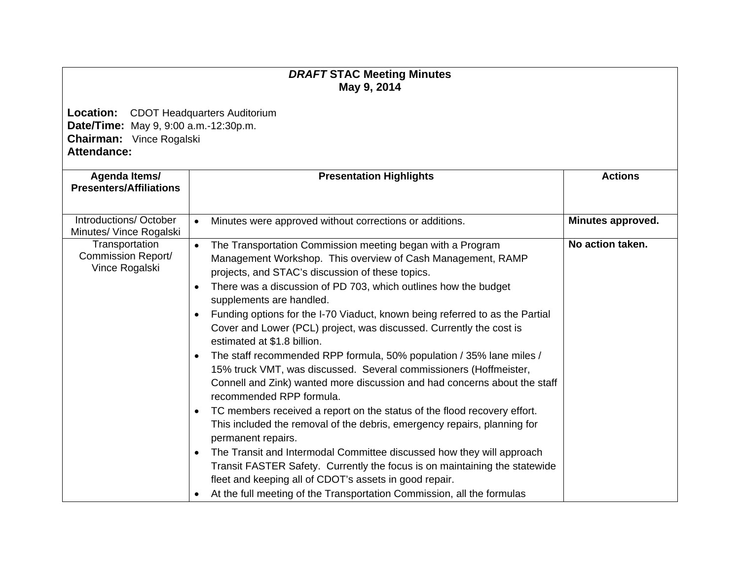**_DRAFT_ STAC Meeting Minutes**
**May 9, 2014**

**Location:** CDOT Headquarters Auditorium
**Date/Time:** May 9, 9:00 a.m.-12:30p.m.
**Chairman:** Vince Rogalski
**Attendance:**

| Agenda Items/ Presenters/Affiliations | Presentation Highlights | Actions |
|---|---|---|
| Introductions/ October Minutes/ Vince Rogalski | • Minutes were approved without corrections or additions. | **Minutes approved.** |
| Transportation Commission Report/ Vince Rogalski | • The Transportation Commission meeting began with a Program Management Workshop. This overview of Cash Management, RAMP projects, and STAC's discussion of these topics.<br>• There was a discussion of PD 703, which outlines how the budget supplements are handled.<br>• Funding options for the I-70 Viaduct, known being referred to as the Partial Cover and Lower (PCL) project, was discussed. Currently the cost is estimated at $1.8 billion.<br>• The staff recommended RPP formula, 50% population / 35% lane miles / 15% truck VMT, was discussed. Several commissioners (Hoffmeister, Connell and Zink) wanted more discussion and had concerns about the staff recommended RPP formula.<br>• TC members received a report on the status of the flood recovery effort. This included the removal of the debris, emergency repairs, planning for permanent repairs.<br>• The Transit and Intermodal Committee discussed how they will approach Transit FASTER Safety. Currently the focus is on maintaining the statewide fleet and keeping all of CDOT's assets in good repair.<br>• At the full meeting of the Transportation Commission, all the formulas | **No action taken.** |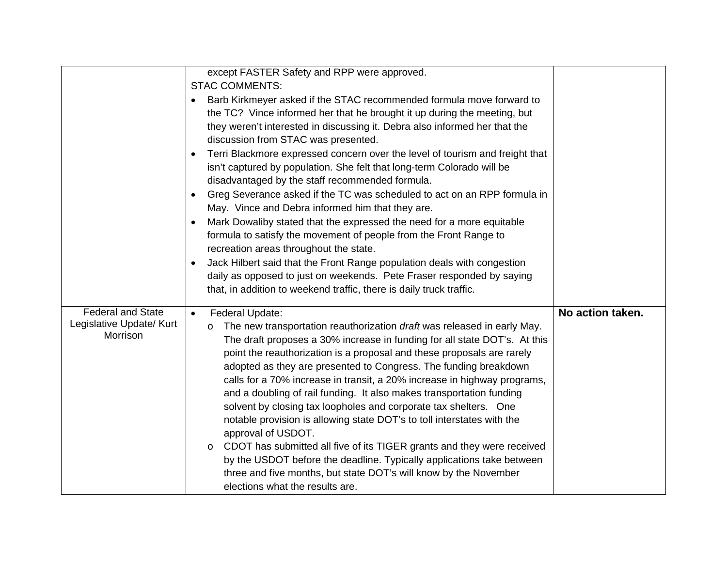| | | |
|---|---|---|
| | except FASTER Safety and RPP were approved.<br>STAC COMMENTS:<br>• Barb Kirkmeyer asked if the STAC recommended formula move forward to the TC? Vince informed her that he brought it up during the meeting, but they weren't interested in discussing it. Debra also informed her that the discussion from STAC was presented.<br>• Terri Blackmore expressed concern over the level of tourism and freight that isn't captured by population. She felt that long-term Colorado will be disadvantaged by the staff recommended formula.<br>• Greg Severance asked if the TC was scheduled to act on an RPP formula in May. Vince and Debra informed him that they are.<br>• Mark Dowaliby stated that the expressed the need for a more equitable formula to satisfy the movement of people from the Front Range to recreation areas throughout the state.<br>• Jack Hilbert said that the Front Range population deals with congestion daily as opposed to just on weekends. Pete Fraser responded by saying that, in addition to weekend traffic, there is daily truck traffic. | |
| Federal and State Legislative Update/ Kurt Morrison | • Federal Update:<br>o The new transportation reauthorization *draft* was released in early May. The draft proposes a 30% increase in funding for all state DOT's. At this point the reauthorization is a proposal and these proposals are rarely adopted as they are presented to Congress. The funding breakdown calls for a 70% increase in transit, a 20% increase in highway programs, and a doubling of rail funding. It also makes transportation funding solvent by closing tax loopholes and corporate tax shelters. One notable provision is allowing state DOT's to toll interstates with the approval of USDOT.<br>o CDOT has submitted all five of its TIGER grants and they were received by the USDOT before the deadline. Typically applications take between three and five months, but state DOT's will know by the November elections what the results are. | **No action taken.** |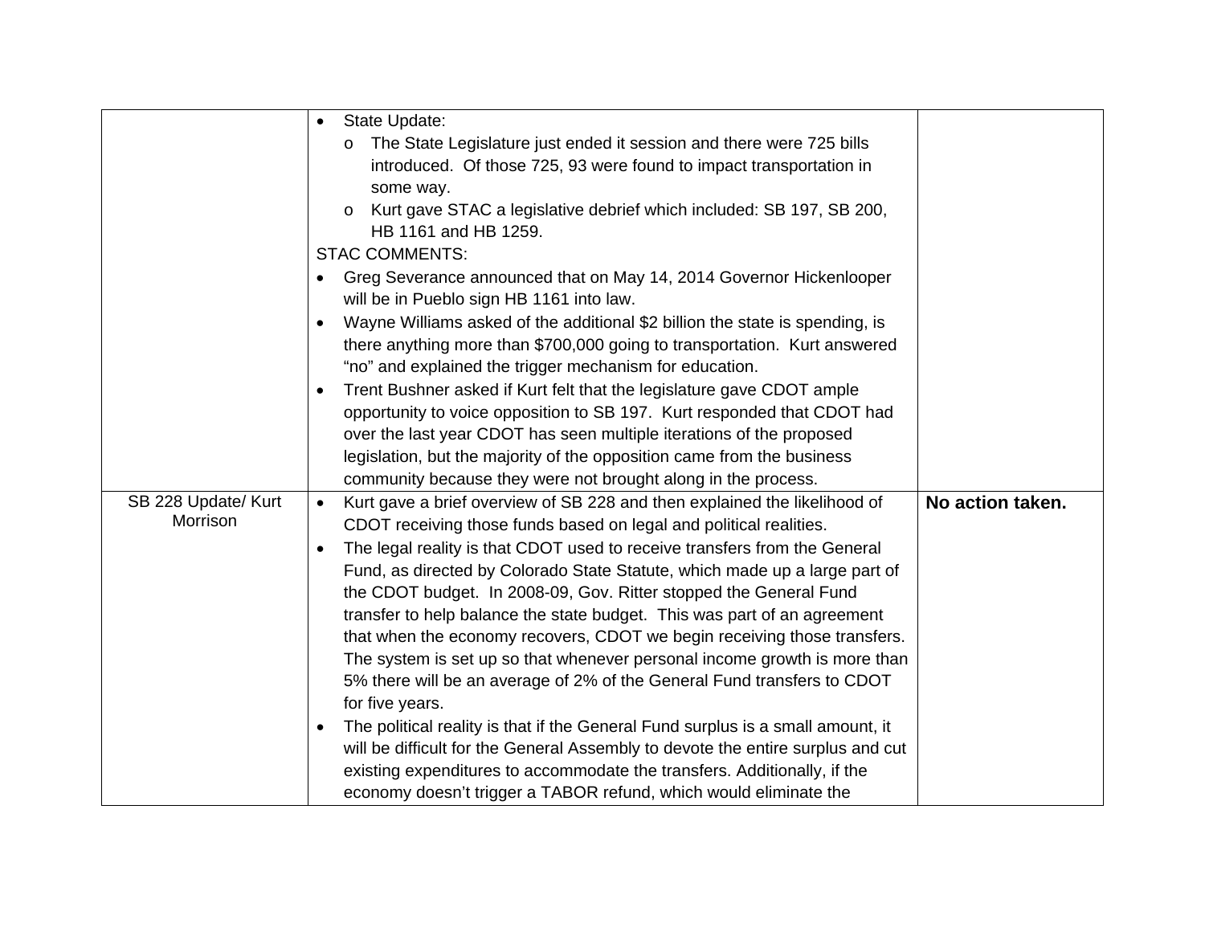| | | |
|---|---|---|
| | • State Update:<br>  o The State Legislature just ended it session and there were 725 bills introduced. Of those 725, 93 were found to impact transportation in some way.<br>  o Kurt gave STAC a legislative debrief which included: SB 197, SB 200, HB 1161 and HB 1259.<br>STAC COMMENTS:<br>• Greg Severance announced that on May 14, 2014 Governor Hickenlooper will be in Pueblo sign HB 1161 into law.<br>• Wayne Williams asked of the additional $2 billion the state is spending, is there anything more than $700,000 going to transportation. Kurt answered "no" and explained the trigger mechanism for education.<br>• Trent Bushner asked if Kurt felt that the legislature gave CDOT ample opportunity to voice opposition to SB 197. Kurt responded that CDOT had over the last year CDOT has seen multiple iterations of the proposed legislation, but the majority of the opposition came from the business community because they were not brought along in the process. | |
| SB 228 Update/ Kurt Morrison | • Kurt gave a brief overview of SB 228 and then explained the likelihood of CDOT receiving those funds based on legal and political realities.<br>• The legal reality is that CDOT used to receive transfers from the General Fund, as directed by Colorado State Statute, which made up a large part of the CDOT budget. In 2008-09, Gov. Ritter stopped the General Fund transfer to help balance the state budget. This was part of an agreement that when the economy recovers, CDOT we begin receiving those transfers. The system is set up so that whenever personal income growth is more than 5% there will be an average of 2% of the General Fund transfers to CDOT for five years.<br>• The political reality is that if the General Fund surplus is a small amount, it will be difficult for the General Assembly to devote the entire surplus and cut existing expenditures to accommodate the transfers. Additionally, if the economy doesn't trigger a TABOR refund, which would eliminate the | **No action taken.** |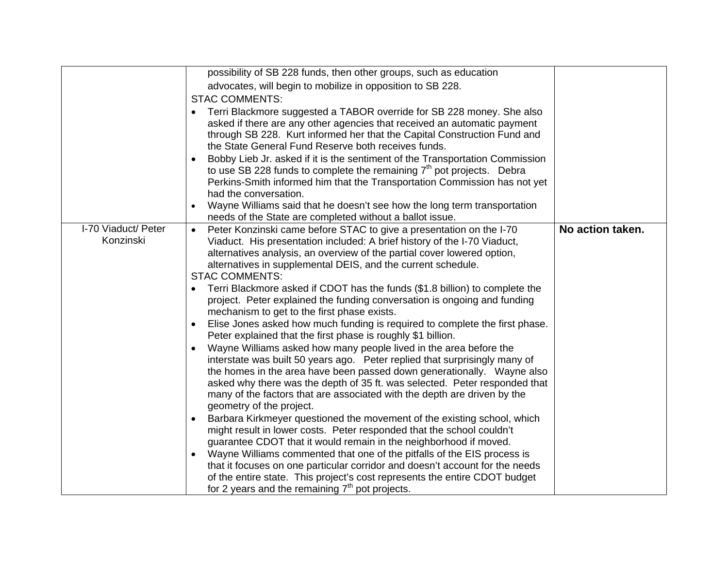| | | |
|---|---|---|
| | possibility of SB 228 funds, then other groups, such as education advocates, will begin to mobilize in opposition to SB 228.<br>STAC COMMENTS:<br>• Terri Blackmore suggested a TABOR override for SB 228 money. She also asked if there are any other agencies that received an automatic payment through SB 228. Kurt informed her that the Capital Construction Fund and the State General Fund Reserve both receives funds.<br>• Bobby Lieb Jr. asked if it is the sentiment of the Transportation Commission to use SB 228 funds to complete the remaining 7th pot projects. Debra Perkins-Smith informed him that the Transportation Commission has not yet had the conversation.<br>• Wayne Williams said that he doesn't see how the long term transportation needs of the State are completed without a ballot issue. | |
| I-70 Viaduct/ Peter Konzinski | • Peter Konzinski came before STAC to give a presentation on the I-70 Viaduct. His presentation included: A brief history of the I-70 Viaduct, alternatives analysis, an overview of the partial cover lowered option, alternatives in supplemental DEIS, and the current schedule.<br>STAC COMMENTS:<br>• Terri Blackmore asked if CDOT has the funds ($1.8 billion) to complete the project. Peter explained the funding conversation is ongoing and funding mechanism to get to the first phase exists.<br>• Elise Jones asked how much funding is required to complete the first phase. Peter explained that the first phase is roughly $1 billion.<br>• Wayne Williams asked how many people lived in the area before the interstate was built 50 years ago. Peter replied that surprisingly many of the homes in the area have been passed down generationally. Wayne also asked why there was the depth of 35 ft. was selected. Peter responded that many of the factors that are associated with the depth are driven by the geometry of the project.<br>• Barbara Kirkmeyer questioned the movement of the existing school, which might result in lower costs. Peter responded that the school couldn't guarantee CDOT that it would remain in the neighborhood if moved.<br>• Wayne Williams commented that one of the pitfalls of the EIS process is that it focuses on one particular corridor and doesn't account for the needs of the entire state. This project's cost represents the entire CDOT budget for 2 years and the remaining 7th pot projects. | **No action taken.** |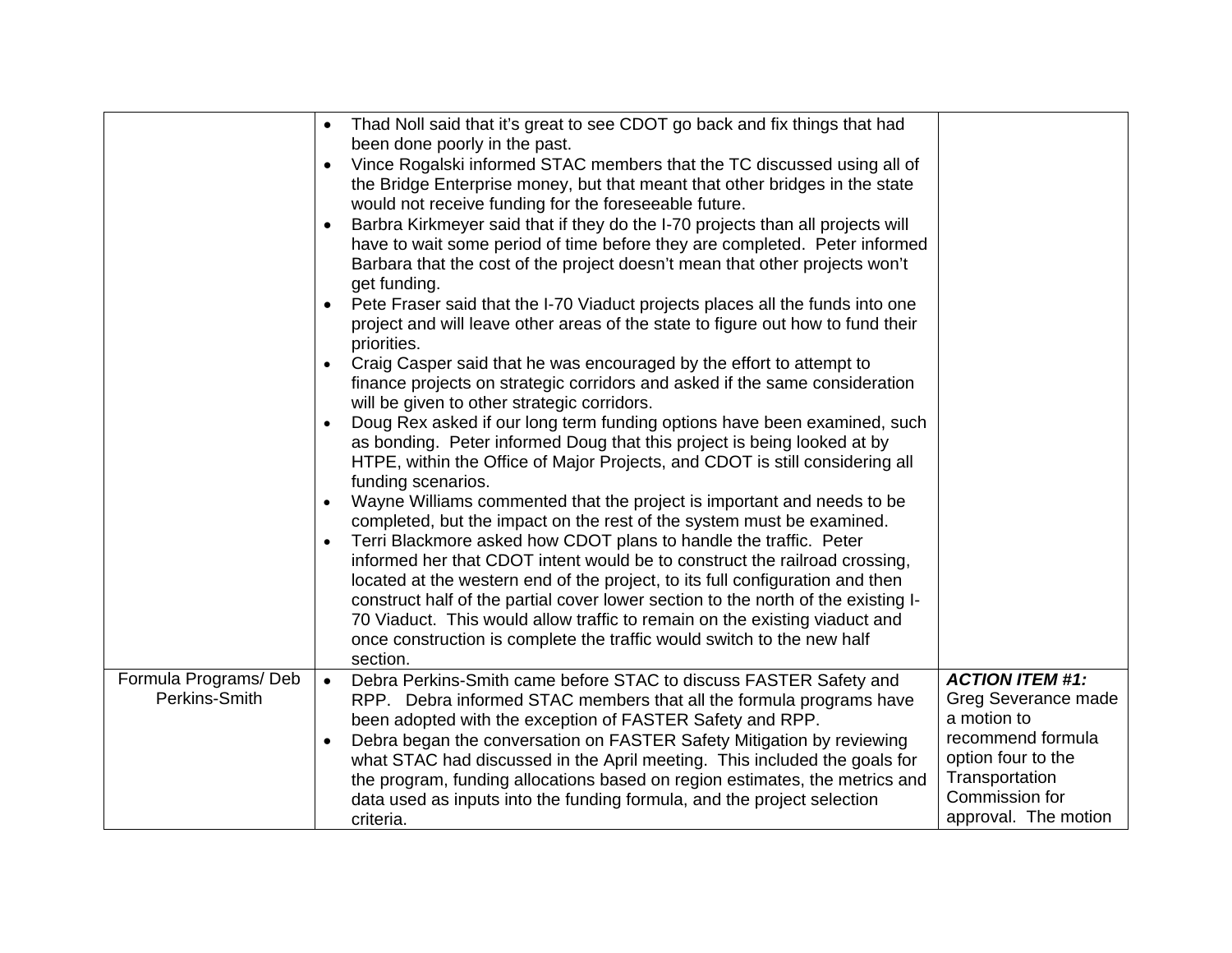| | | |
|---|---|---|
| | • Thad Noll said that it's great to see CDOT go back and fix things that had been done poorly in the past.<br>• Vince Rogalski informed STAC members that the TC discussed using all of the Bridge Enterprise money, but that meant that other bridges in the state would not receive funding for the foreseeable future.<br>• Barbra Kirkmeyer said that if they do the I-70 projects than all projects will have to wait some period of time before they are completed. Peter informed Barbara that the cost of the project doesn't mean that other projects won't get funding.<br>• Pete Fraser said that the I-70 Viaduct projects places all the funds into one project and will leave other areas of the state to figure out how to fund their priorities.<br>• Craig Casper said that he was encouraged by the effort to attempt to finance projects on strategic corridors and asked if the same consideration will be given to other strategic corridors.<br>• Doug Rex asked if our long term funding options have been examined, such as bonding. Peter informed Doug that this project is being looked at by HTPE, within the Office of Major Projects, and CDOT is still considering all funding scenarios.<br>• Wayne Williams commented that the project is important and needs to be completed, but the impact on the rest of the system must be examined.<br>• Terri Blackmore asked how CDOT plans to handle the traffic. Peter informed her that CDOT intent would be to construct the railroad crossing, located at the western end of the project, to its full configuration and then construct half of the partial cover lower section to the north of the existing I-70 Viaduct. This would allow traffic to remain on the existing viaduct and once construction is complete the traffic would switch to the new half section. | |
| Formula Programs/ Deb Perkins-Smith | • Debra Perkins-Smith came before STAC to discuss FASTER Safety and RPP. Debra informed STAC members that all the formula programs have been adopted with the exception of FASTER Safety and RPP.<br>• Debra began the conversation on FASTER Safety Mitigation by reviewing what STAC had discussed in the April meeting. This included the goals for the program, funding allocations based on region estimates, the metrics and data used as inputs into the funding formula, and the project selection criteria. | ***ACTION ITEM #1:*** Greg Severance made a motion to recommend formula option four to the Transportation Commission for approval. The motion |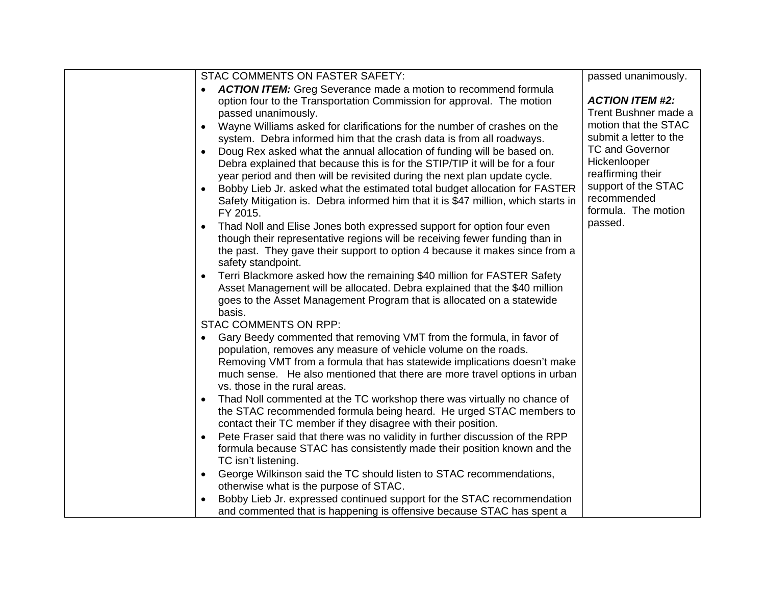|  | STAC COMMENTS ON FASTER SAFETY:<br>• ***ACTION ITEM:*** Greg Severance made a motion to recommend formula option four to the Transportation Commission for approval. The motion passed unanimously.<br>• Wayne Williams asked for clarifications for the number of crashes on the system. Debra informed him that the crash data is from all roadways.<br>• Doug Rex asked what the annual allocation of funding will be based on. Debra explained that because this is for the STIP/TIP it will be for a four year period and then will be revisited during the next plan update cycle.<br>• Bobby Lieb Jr. asked what the estimated total budget allocation for FASTER Safety Mitigation is. Debra informed him that it is $47 million, which starts in FY 2015.<br>• Thad Noll and Elise Jones both expressed support for option four even though their representative regions will be receiving fewer funding than in the past. They gave their support to option 4 because it makes since from a safety standpoint.<br>• Terri Blackmore asked how the remaining $40 million for FASTER Safety Asset Management will be allocated. Debra explained that the $40 million goes to the Asset Management Program that is allocated on a statewide basis.<br>STAC COMMENTS ON RPP:<br>• Gary Beedy commented that removing VMT from the formula, in favor of population, removes any measure of vehicle volume on the roads. Removing VMT from a formula that has statewide implications doesn't make much sense. He also mentioned that there are more travel options in urban vs. those in the rural areas.<br>• Thad Noll commented at the TC workshop there was virtually no chance of the STAC recommended formula being heard. He urged STAC members to contact their TC member if they disagree with their position.<br>• Pete Fraser said that there was no validity in further discussion of the RPP formula because STAC has consistently made their position known and the TC isn't listening.<br>• George Wilkinson said the TC should listen to STAC recommendations, otherwise what is the purpose of STAC.<br>• Bobby Lieb Jr. expressed continued support for the STAC recommendation and commented that is happening is offensive because STAC has spent a | passed unanimously.<br><br>***ACTION ITEM #2:*** Trent Bushner made a motion that the STAC submit a letter to the TC and Governor Hickenlooper reaffirming their support of the STAC recommended formula. The motion passed. |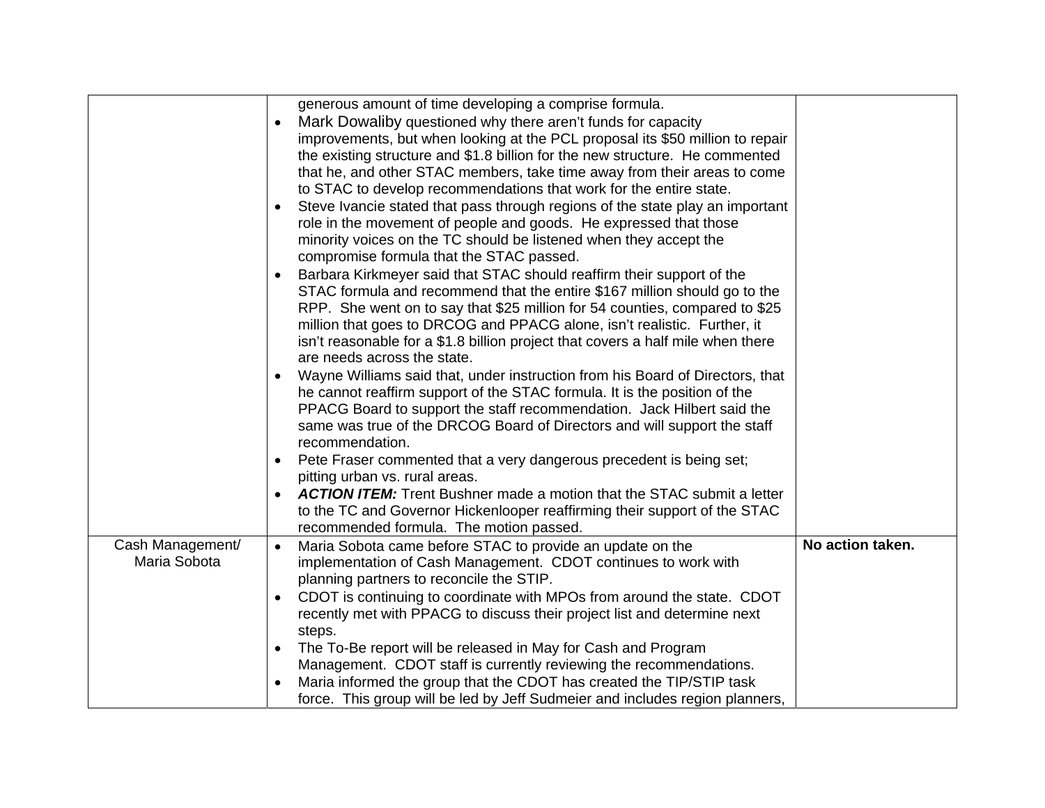| | | |
|---|---|---|
| | generous amount of time developing a comprise formula.<br>• Mark Dowaliby questioned why there aren't funds for capacity improvements, but when looking at the PCL proposal its $50 million to repair the existing structure and $1.8 billion for the new structure. He commented that he, and other STAC members, take time away from their areas to come to STAC to develop recommendations that work for the entire state.<br>• Steve Ivancie stated that pass through regions of the state play an important role in the movement of people and goods. He expressed that those minority voices on the TC should be listened when they accept the compromise formula that the STAC passed.<br>• Barbara Kirkmeyer said that STAC should reaffirm their support of the STAC formula and recommend that the entire $167 million should go to the RPP. She went on to say that $25 million for 54 counties, compared to $25 million that goes to DRCOG and PPACG alone, isn't realistic. Further, it isn't reasonable for a $1.8 billion project that covers a half mile when there are needs across the state.<br>• Wayne Williams said that, under instruction from his Board of Directors, that he cannot reaffirm support of the STAC formula. It is the position of the PPACG Board to support the staff recommendation. Jack Hilbert said the same was true of the DRCOG Board of Directors and will support the staff recommendation.<br>• Pete Fraser commented that a very dangerous precedent is being set; pitting urban vs. rural areas.<br>• ***ACTION ITEM:*** Trent Bushner made a motion that the STAC submit a letter to the TC and Governor Hickenlooper reaffirming their support of the STAC recommended formula. The motion passed. | |
| Cash Management/ Maria Sobota | • Maria Sobota came before STAC to provide an update on the implementation of Cash Management. CDOT continues to work with planning partners to reconcile the STIP.<br>• CDOT is continuing to coordinate with MPOs from around the state. CDOT recently met with PPACG to discuss their project list and determine next steps.<br>• The To-Be report will be released in May for Cash and Program Management. CDOT staff is currently reviewing the recommendations.<br>• Maria informed the group that the CDOT has created the TIP/STIP task force. This group will be led by Jeff Sudmeier and includes region planners, | **No action taken.** |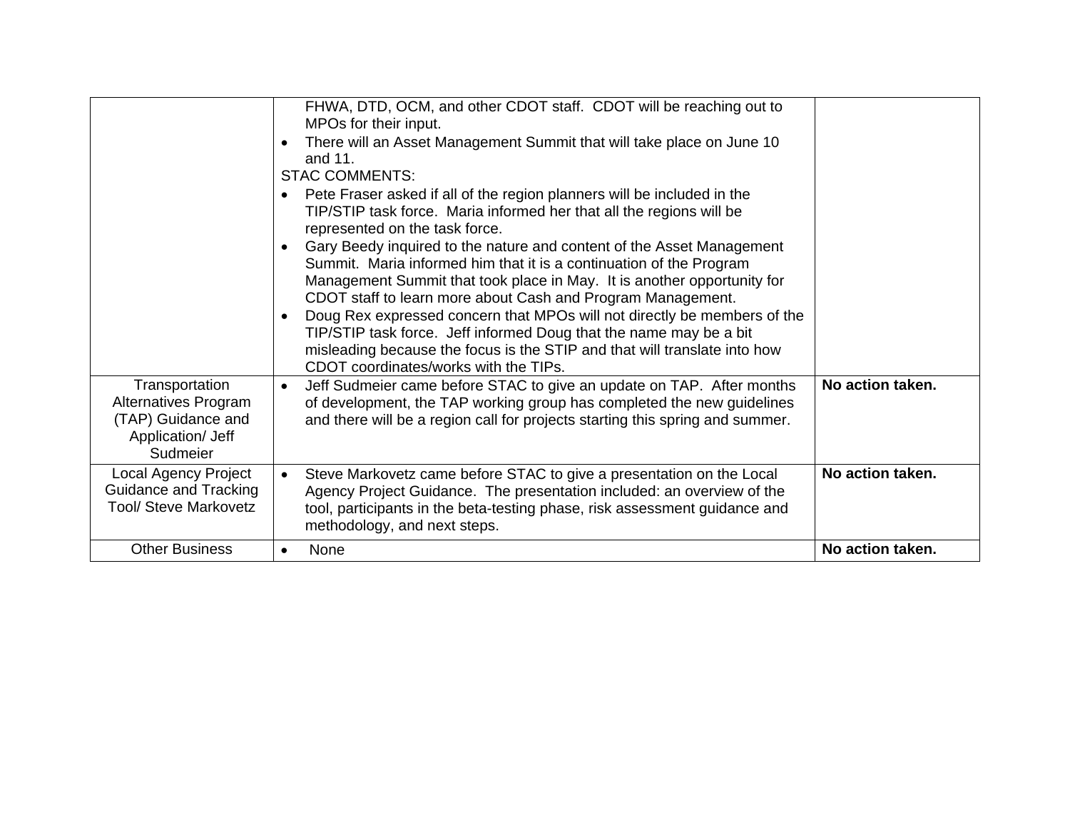| | | |
|---|---|---|
| | FHWA, DTD, OCM, and other CDOT staff. CDOT will be reaching out to MPOs for their input.<br>• There will an Asset Management Summit that will take place on June 10 and 11.<br>STAC COMMENTS:<br>• Pete Fraser asked if all of the region planners will be included in the TIP/STIP task force. Maria informed her that all the regions will be represented on the task force.<br>• Gary Beedy inquired to the nature and content of the Asset Management Summit. Maria informed him that it is a continuation of the Program Management Summit that took place in May. It is another opportunity for CDOT staff to learn more about Cash and Program Management.<br>• Doug Rex expressed concern that MPOs will not directly be members of the TIP/STIP task force. Jeff informed Doug that the name may be a bit misleading because the focus is the STIP and that will translate into how CDOT coordinates/works with the TIPs. | |
| Transportation Alternatives Program (TAP) Guidance and Application/ Jeff Sudmeier | • Jeff Sudmeier came before STAC to give an update on TAP. After months of development, the TAP working group has completed the new guidelines and there will be a region call for projects starting this spring and summer. | **No action taken.** |
| Local Agency Project Guidance and Tracking Tool/ Steve Markovetz | • Steve Markovetz came before STAC to give a presentation on the Local Agency Project Guidance. The presentation included: an overview of the tool, participants in the beta-testing phase, risk assessment guidance and methodology, and next steps. | **No action taken.** |
| Other Business | • None | **No action taken.** |